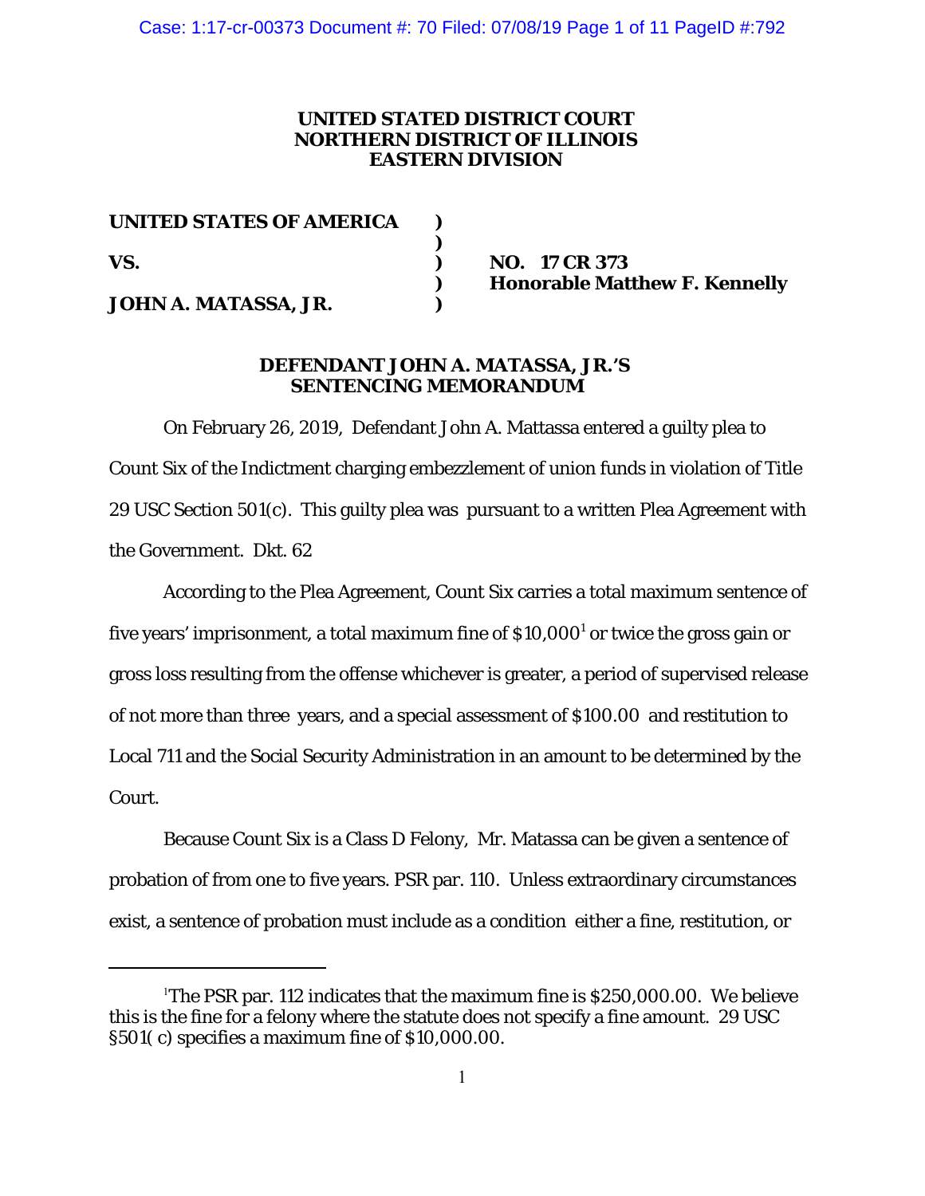**UNITED STATED DISTRICT COURT**
**NORTHERN DISTRICT OF ILLINOIS**
**EASTERN DIVISION**

| | | |
|---|---|---|
| **UNITED STATES OF AMERICA** | **)** | |
| | **)** | |
| **VS.** | **)** | **NO. 17 CR 373** |
| | **)** | **Honorable Matthew F. Kennelly** |
| **JOHN A. MATASSA, JR.** | **)** | |

**DEFENDANT JOHN A. MATASSA, JR.'S SENTENCING MEMORANDUM**

On February 26, 2019, Defendant John A. Mattassa entered a guilty plea to Count Six of the Indictment charging embezzlement of union funds in violation of Title 29 USC Section 501(c). This guilty plea was pursuant to a written Plea Agreement with the Government. Dkt. 62

According to the Plea Agreement, Count Six carries a total maximum sentence of five years' imprisonment, a total maximum fine of $10,000[1] or twice the gross gain or gross loss resulting from the offense whichever is greater, a period of supervised release of not more than three years, and a special assessment of $100.00 and restitution to Local 711 and the Social Security Administration in an amount to be determined by the Court.

Because Count Six is a Class D Felony, Mr. Matassa can be given a sentence of probation of from one to five years. PSR par. 110. Unless extraordinary circumstances exist, a sentence of probation must include as a condition either a fine, restitution, or

[1] The PSR par. 112 indicates that the maximum fine is $250,000.00. We believe this is the fine for a felony where the statute does not specify a fine amount. 29 USC §501( c) specifies a maximum fine of $10,000.00.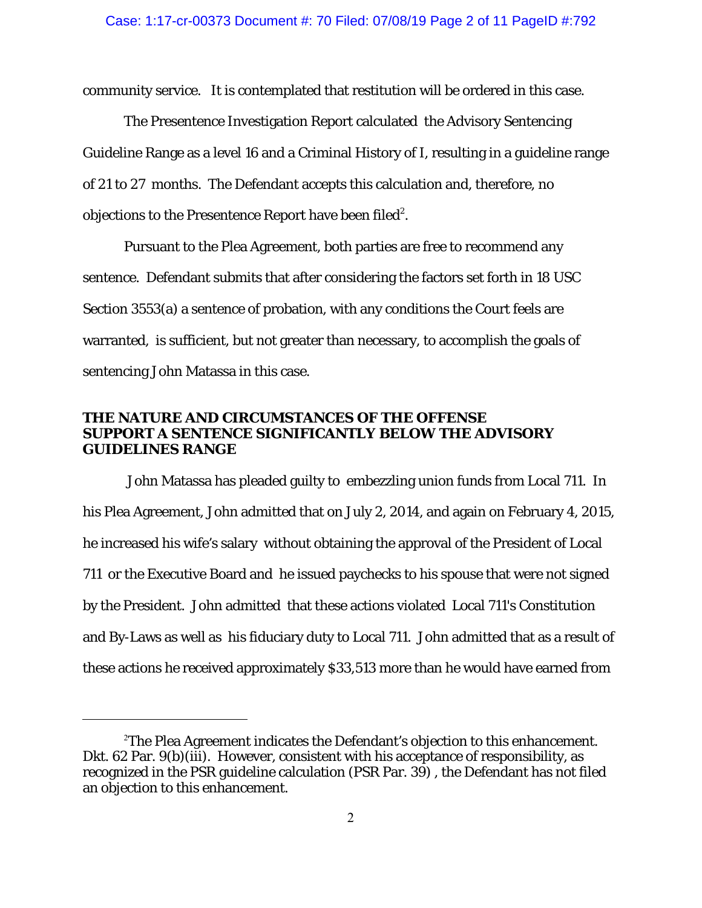community service. It is contemplated that restitution will be ordered in this case.

The Presentence Investigation Report calculated the Advisory Sentencing Guideline Range as a level 16 and a Criminal History of I, resulting in a guideline range of 21 to 27 months. The Defendant accepts this calculation and, therefore, no objections to the Presentence Report have been filed[2].

Pursuant to the Plea Agreement, both parties are free to recommend any sentence. Defendant submits that after considering the factors set forth in 18 USC Section 3553(a) a sentence of probation, with any conditions the Court feels are warranted, is sufficient, but not greater than necessary, to accomplish the goals of sentencing John Matassa in this case.

**THE NATURE AND CIRCUMSTANCES OF THE OFFENSE SUPPORT A SENTENCE SIGNIFICANTLY BELOW THE ADVISORY GUIDELINES RANGE**

John Matassa has pleaded guilty to embezzling union funds from Local 711. In his Plea Agreement, John admitted that on July 2, 2014, and again on February 4, 2015, he increased his wife's salary without obtaining the approval of the President of Local 711 or the Executive Board and he issued paychecks to his spouse that were not signed by the President. John admitted that these actions violated Local 711's Constitution and By-Laws as well as his fiduciary duty to Local 711. John admitted that as a result of these actions he received approximately $33,513 more than he would have earned from

---

[2]The Plea Agreement indicates the Defendant's objection to this enhancement. Dkt. 62 Par. 9(b)(iii). However, consistent with his acceptance of responsibility, as recognized in the PSR guideline calculation (PSR Par. 39) , the Defendant has not filed an objection to this enhancement.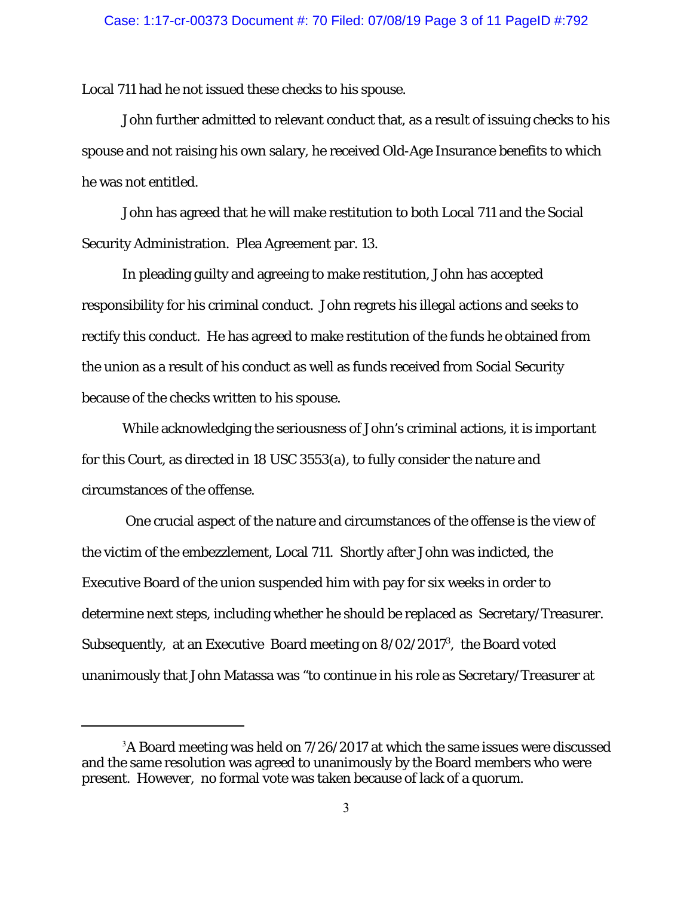Local 711 had he not issued these checks to his spouse.

John further admitted to relevant conduct that, as a result of issuing checks to his spouse and not raising his own salary, he received Old-Age Insurance benefits to which he was not entitled.

John has agreed that he will make restitution to both Local 711 and the Social Security Administration. Plea Agreement par. 13.

In pleading guilty and agreeing to make restitution, John has accepted responsibility for his criminal conduct. John regrets his illegal actions and seeks to rectify this conduct. He has agreed to make restitution of the funds he obtained from the union as a result of his conduct as well as funds received from Social Security because of the checks written to his spouse.

While acknowledging the seriousness of John's criminal actions, it is important for this Court, as directed in 18 USC 3553(a), to fully consider the nature and circumstances of the offense.

One crucial aspect of the nature and circumstances of the offense is the view of the victim of the embezzlement, Local 711. Shortly after John was indicted, the Executive Board of the union suspended him with pay for six weeks in order to determine next steps, including whether he should be replaced as Secretary/Treasurer. Subsequently, at an Executive Board meeting on 8/02/2017[3], the Board voted unanimously that John Matassa was "to continue in his role as Secretary/Treasurer at

[3] A Board meeting was held on 7/26/2017 at which the same issues were discussed and the same resolution was agreed to unanimously by the Board members who were present. However, no formal vote was taken because of lack of a quorum.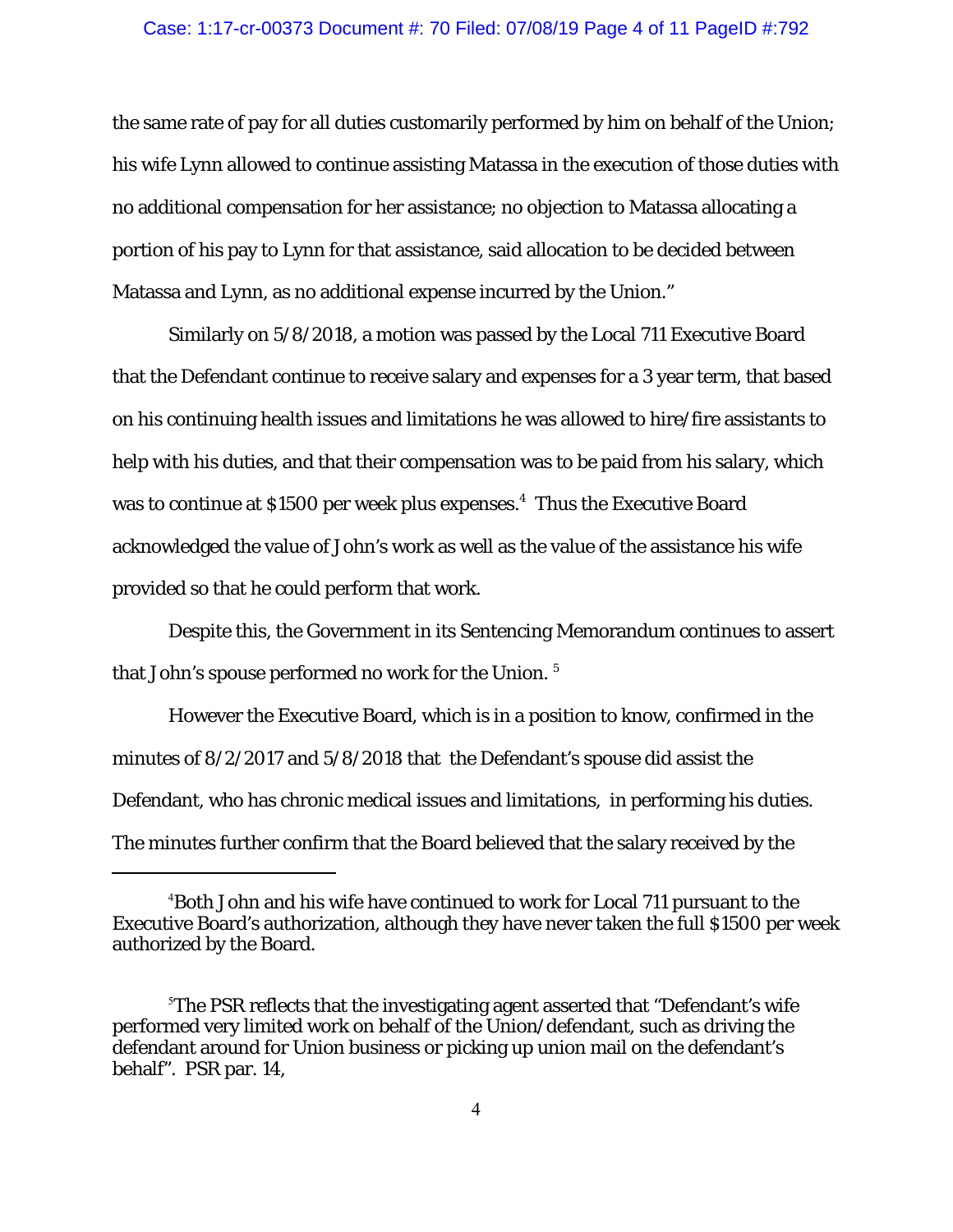the same rate of pay for all duties customarily performed by him on behalf of the Union; his wife Lynn allowed to continue assisting Matassa in the execution of those duties with no additional compensation for her assistance; no objection to Matassa allocating a portion of his pay to Lynn for that assistance, said allocation to be decided between Matassa and Lynn, as no additional expense incurred by the Union."

Similarly on 5/8/2018, a motion was passed by the Local 711 Executive Board that the Defendant continue to receive salary and expenses for a 3 year term, that based on his continuing health issues and limitations he was allowed to hire/fire assistants to help with his duties, and that their compensation was to be paid from his salary, which was to continue at $1500 per week plus expenses.[4] Thus the Executive Board acknowledged the value of John's work as well as the value of the assistance his wife provided so that he could perform that work.

Despite this, the Government in its Sentencing Memorandum continues to assert that John's spouse performed no work for the Union. [5]

However the Executive Board, which is in a position to know, confirmed in the minutes of 8/2/2017 and 5/8/2018 that the Defendant's spouse did assist the Defendant, who has chronic medical issues and limitations, in performing his duties. The minutes further confirm that the Board believed that the salary received by the

---

[4] Both John and his wife have continued to work for Local 711 pursuant to the Executive Board's authorization, although they have never taken the full $1500 per week authorized by the Board.

[5] The PSR reflects that the investigating agent asserted that "Defendant's wife performed very limited work on behalf of the Union/defendant, such as driving the defendant around for Union business or picking up union mail on the defendant's behalf". PSR par. 14,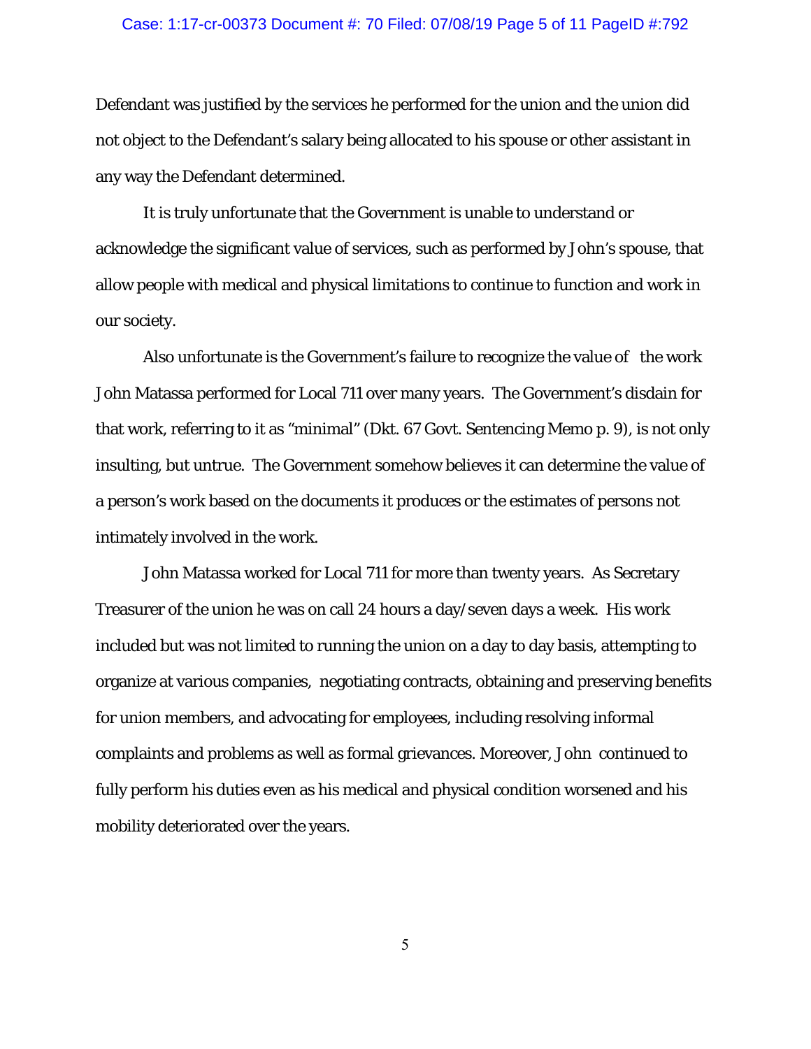Defendant was justified by the services he performed for the union and the union did not object to the Defendant's salary being allocated to his spouse or other assistant in any way the Defendant determined.

It is truly unfortunate that the Government is unable to understand or acknowledge the significant value of services, such as performed by John's spouse, that allow people with medical and physical limitations to continue to function and work in our society.

Also unfortunate is the Government's failure to recognize the value of the work John Matassa performed for Local 711 over many years. The Government's disdain for that work, referring to it as "minimal" (Dkt. 67 Govt. Sentencing Memo p. 9), is not only insulting, but untrue. The Government somehow believes it can determine the value of a person's work based on the documents it produces or the estimates of persons not intimately involved in the work.

John Matassa worked for Local 711 for more than twenty years. As Secretary Treasurer of the union he was on call 24 hours a day/seven days a week. His work included but was not limited to running the union on a day to day basis, attempting to organize at various companies, negotiating contracts, obtaining and preserving benefits for union members, and advocating for employees, including resolving informal complaints and problems as well as formal grievances. Moreover, John continued to fully perform his duties even as his medical and physical condition worsened and his mobility deteriorated over the years.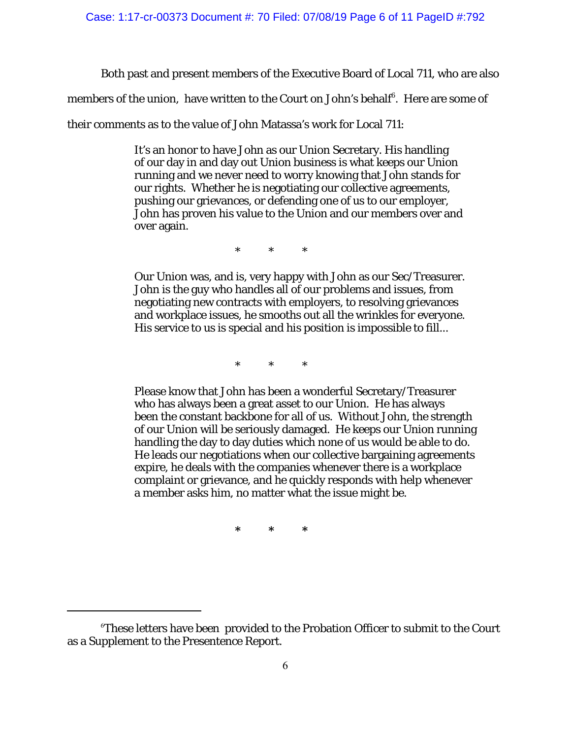Both past and present members of the Executive Board of Local 711, who are also members of the union, have written to the Court on John's behalf[6]. Here are some of their comments as to the value of John Matassa's work for Local 711:

> It's an honor to have John as our Union Secretary. His handling of our day in and day out Union business is what keeps our Union running and we never need to worry knowing that John stands for our rights. Whether he is negotiating our collective agreements, pushing our grievances, or defending one of us to our employer, John has proven his value to the Union and our members over and over again.

\* \* \*

> Our Union was, and is, very happy with John as our Sec/Treasurer. John is the guy who handles all of our problems and issues, from negotiating new contracts with employers, to resolving grievances and workplace issues, he smooths out all the wrinkles for everyone. His service to us is special and his position is impossible to fill...

\* \* \*

> Please know that John has been a wonderful Secretary/Treasurer who has always been a great asset to our Union. He has always been the constant backbone for all of us. Without John, the strength of our Union will be seriously damaged. He keeps our Union running handling the day to day duties which none of us would be able to do. He leads our negotiations when our collective bargaining agreements expire, he deals with the companies whenever there is a workplace complaint or grievance, and he quickly responds with help whenever a member asks him, no matter what the issue might be.

\* \* \*

---

[6] These letters have been provided to the Probation Officer to submit to the Court as a Supplement to the Presentence Report.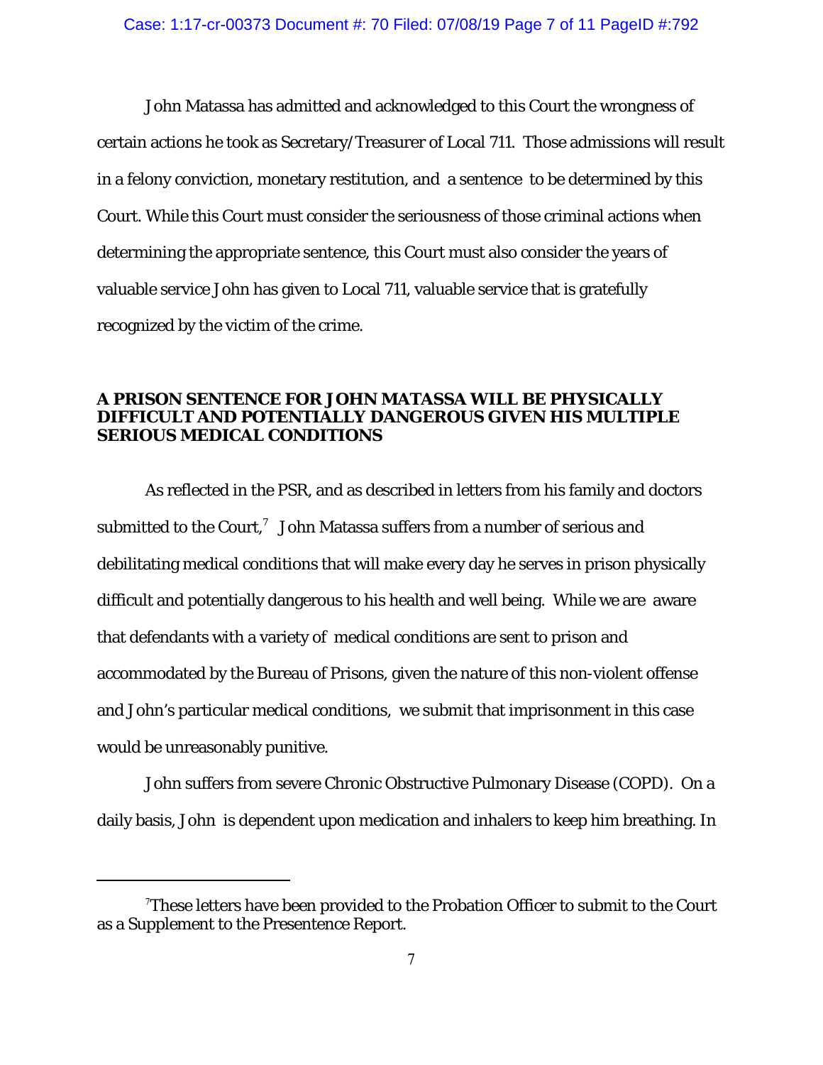John Matassa has admitted and acknowledged to this Court the wrongness of certain actions he took as Secretary/Treasurer of Local 711. Those admissions will result in a felony conviction, monetary restitution, and a sentence to be determined by this Court. While this Court must consider the seriousness of those criminal actions when determining the appropriate sentence, this Court must also consider the years of valuable service John has given to Local 711, valuable service that is gratefully recognized by the victim of the crime.

**A PRISON SENTENCE FOR JOHN MATASSA WILL BE PHYSICALLY DIFFICULT AND POTENTIALLY DANGEROUS GIVEN HIS MULTIPLE SERIOUS MEDICAL CONDITIONS**

As reflected in the PSR, and as described in letters from his family and doctors submitted to the Court,[7] John Matassa suffers from a number of serious and debilitating medical conditions that will make every day he serves in prison physically difficult and potentially dangerous to his health and well being. While we are aware that defendants with a variety of medical conditions are sent to prison and accommodated by the Bureau of Prisons, given the nature of this non-violent offense and John's particular medical conditions, we submit that imprisonment in this case would be unreasonably punitive.

John suffers from severe Chronic Obstructive Pulmonary Disease (COPD). On a daily basis, John is dependent upon medication and inhalers to keep him breathing. In

---

[7]These letters have been provided to the Probation Officer to submit to the Court as a Supplement to the Presentence Report.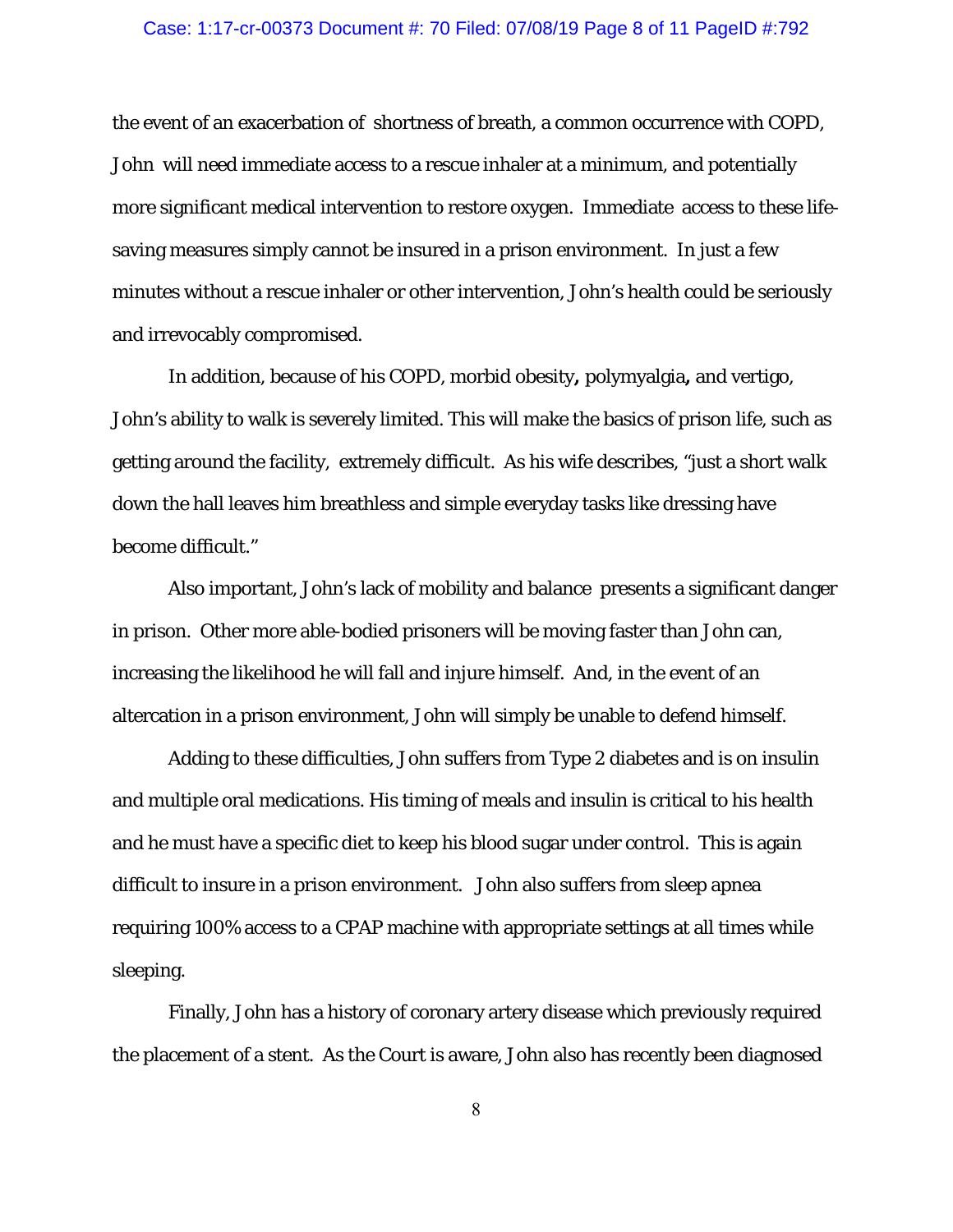the event of an exacerbation of shortness of breath, a common occurrence with COPD, John will need immediate access to a rescue inhaler at a minimum, and potentially more significant medical intervention to restore oxygen. Immediate access to these life-saving measures simply cannot be insured in a prison environment. In just a few minutes without a rescue inhaler or other intervention, John's health could be seriously and irrevocably compromised.

In addition, because of his COPD, morbid obesity**,** polymyalgia**,** and vertigo, John's ability to walk is severely limited. This will make the basics of prison life, such as getting around the facility, extremely difficult. As his wife describes, "just a short walk down the hall leaves him breathless and simple everyday tasks like dressing have become difficult."

Also important, John's lack of mobility and balance presents a significant danger in prison. Other more able-bodied prisoners will be moving faster than John can, increasing the likelihood he will fall and injure himself. And, in the event of an altercation in a prison environment, John will simply be unable to defend himself.

Adding to these difficulties, John suffers from Type 2 diabetes and is on insulin and multiple oral medications. His timing of meals and insulin is critical to his health and he must have a specific diet to keep his blood sugar under control. This is again difficult to insure in a prison environment. John also suffers from sleep apnea requiring 100% access to a CPAP machine with appropriate settings at all times while sleeping.

Finally, John has a history of coronary artery disease which previously required the placement of a stent. As the Court is aware, John also has recently been diagnosed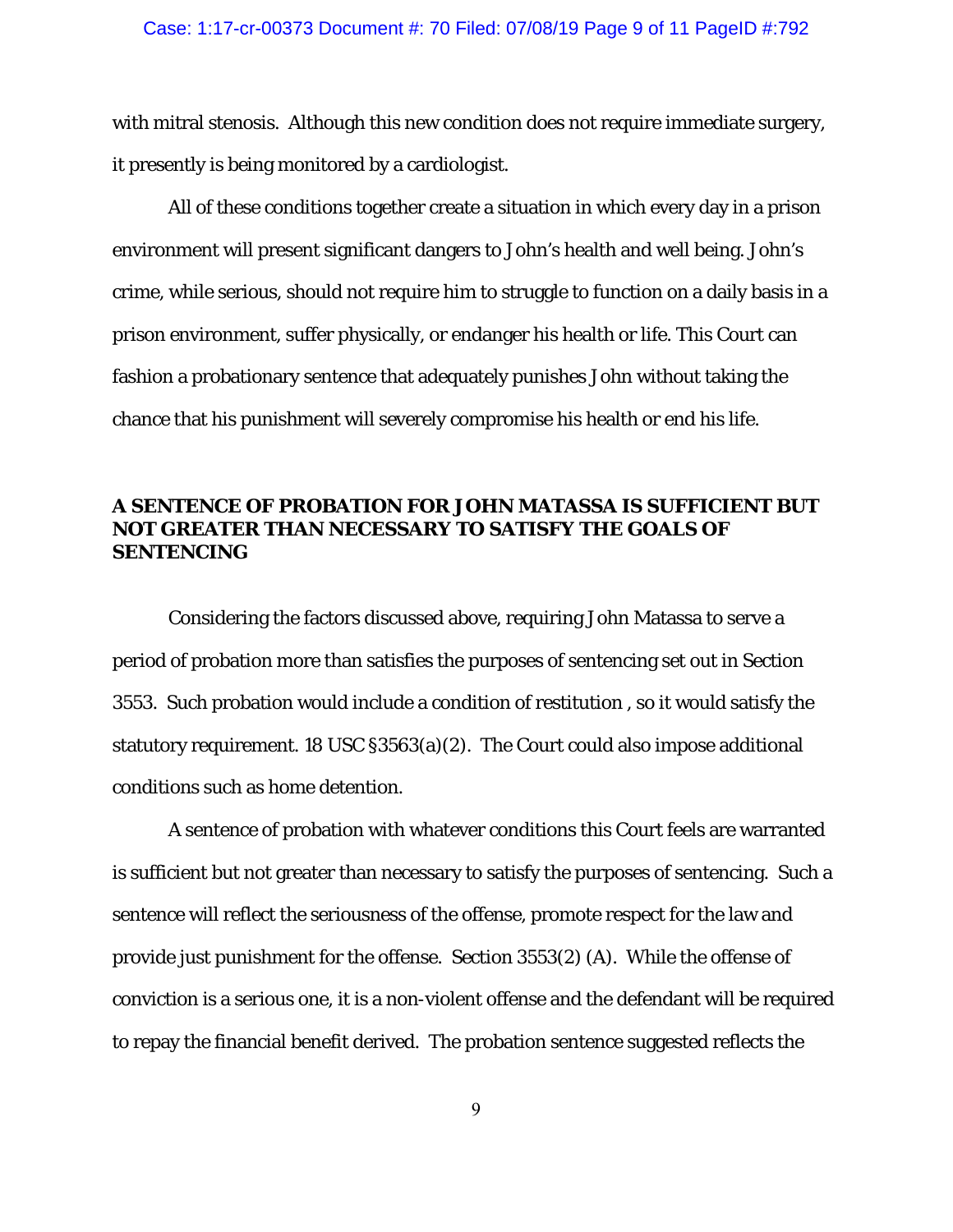with mitral stenosis. Although this new condition does not require immediate surgery, it presently is being monitored by a cardiologist.

All of these conditions together create a situation in which every day in a prison environment will present significant dangers to John's health and well being. John's crime, while serious, should not require him to struggle to function on a daily basis in a prison environment, suffer physically, or endanger his health or life. This Court can fashion a probationary sentence that adequately punishes John without taking the chance that his punishment will severely compromise his health or end his life.

## A SENTENCE OF PROBATION FOR JOHN MATASSA IS SUFFICIENT BUT NOT GREATER THAN NECESSARY TO SATISFY THE GOALS OF SENTENCING

Considering the factors discussed above, requiring John Matassa to serve a period of probation more than satisfies the purposes of sentencing set out in Section 3553. Such probation would include a condition of restitution , so it would satisfy the statutory requirement. 18 USC §3563(a)(2). The Court could also impose additional conditions such as home detention.

A sentence of probation with whatever conditions this Court feels are warranted is sufficient but not greater than necessary to satisfy the purposes of sentencing. Such a sentence will reflect the seriousness of the offense, promote respect for the law and provide just punishment for the offense. Section 3553(2) (A). While the offense of conviction is a serious one, it is a non-violent offense and the defendant will be required to repay the financial benefit derived. The probation sentence suggested reflects the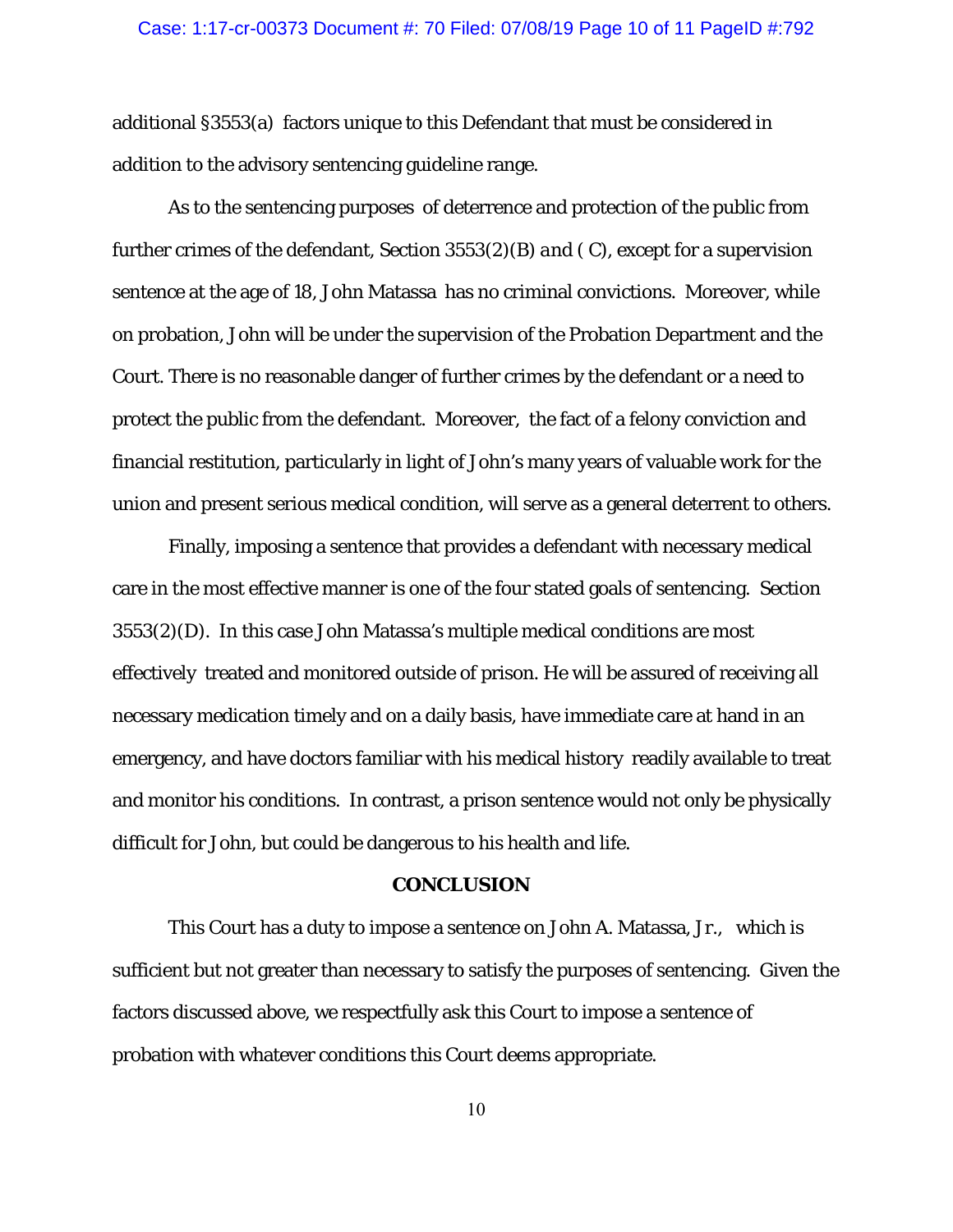additional §3553(a) factors unique to this Defendant that must be considered in addition to the advisory sentencing guideline range.

As to the sentencing purposes of deterrence and protection of the public from further crimes of the defendant, Section 3553(2)(B) *and* ( C), except for a supervision sentence at the age of 18, John Matassa has no criminal convictions. Moreover, while on probation, John will be under the supervision of the Probation Department and the Court. There is no reasonable danger of further crimes by the defendant or a need to protect the public from the defendant. Moreover, the fact of a felony conviction and financial restitution, particularly in light of John's many years of valuable work for the union and present serious medical condition, will serve as a general deterrent to others.

Finally, imposing a sentence that provides a defendant with necessary medical care in the most effective manner is one of the four stated goals of sentencing. Section 3553(2)(D). In this case John Matassa's multiple medical conditions are most effectively treated and monitored outside of prison. He will be assured of receiving all necessary medication timely and on a daily basis, have immediate care at hand in an emergency, and have doctors familiar with his medical history readily available to treat and monitor his conditions. In contrast, a prison sentence would not only be physically difficult for John, but could be dangerous to his health and life.

**CONCLUSION**

This Court has a duty to impose a sentence on John A. Matassa, Jr., which is sufficient but not greater than necessary to satisfy the purposes of sentencing. Given the factors discussed above, we respectfully ask this Court to impose a sentence of probation with whatever conditions this Court deems appropriate.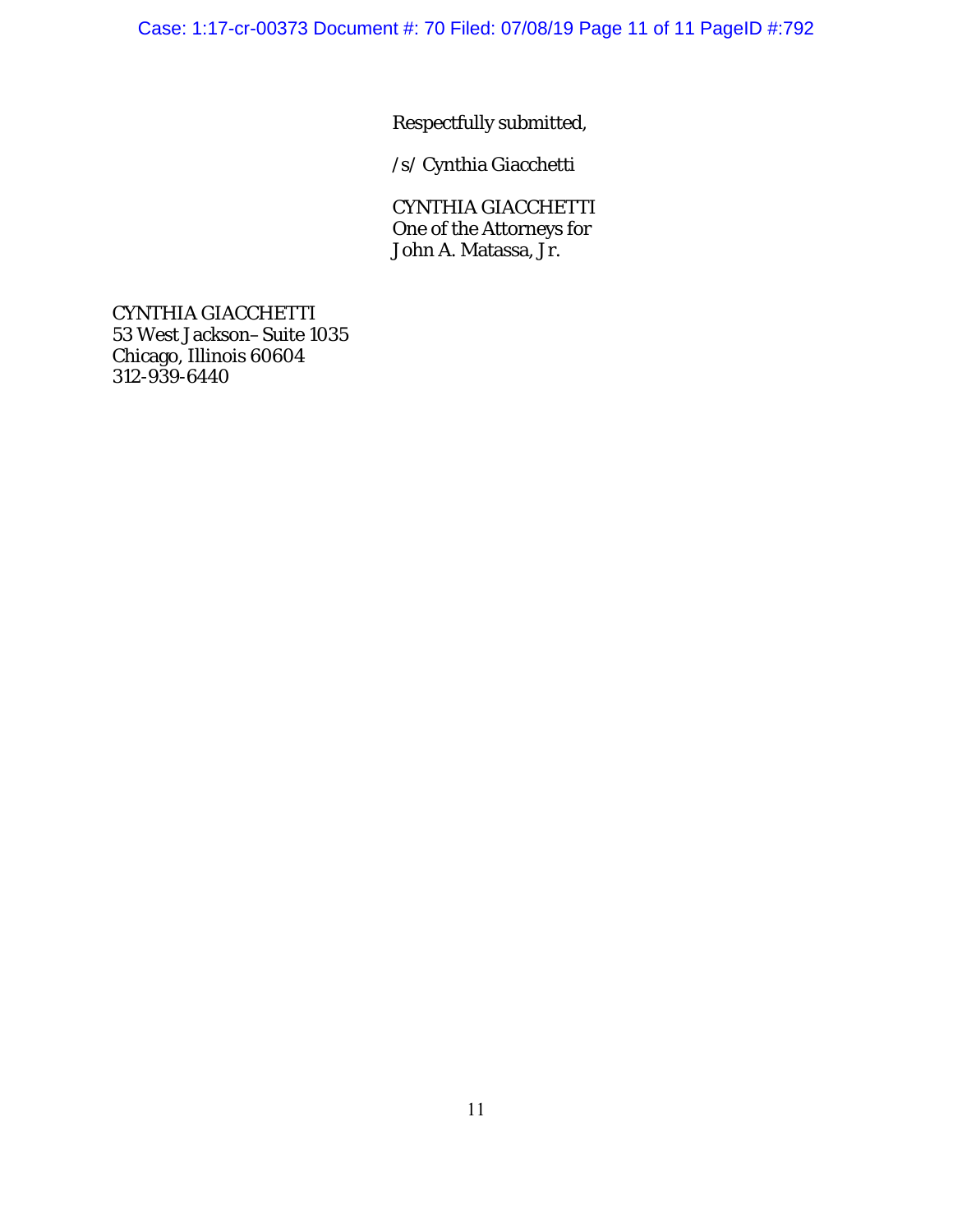Respectfully submitted,

/s/ Cynthia Giacchetti

CYNTHIA GIACCHETTI
One of the Attorneys for
John A. Matassa, Jr.

CYNTHIA GIACCHETTI
53 West Jackson– Suite 1035
Chicago, Illinois 60604
312-939-6440